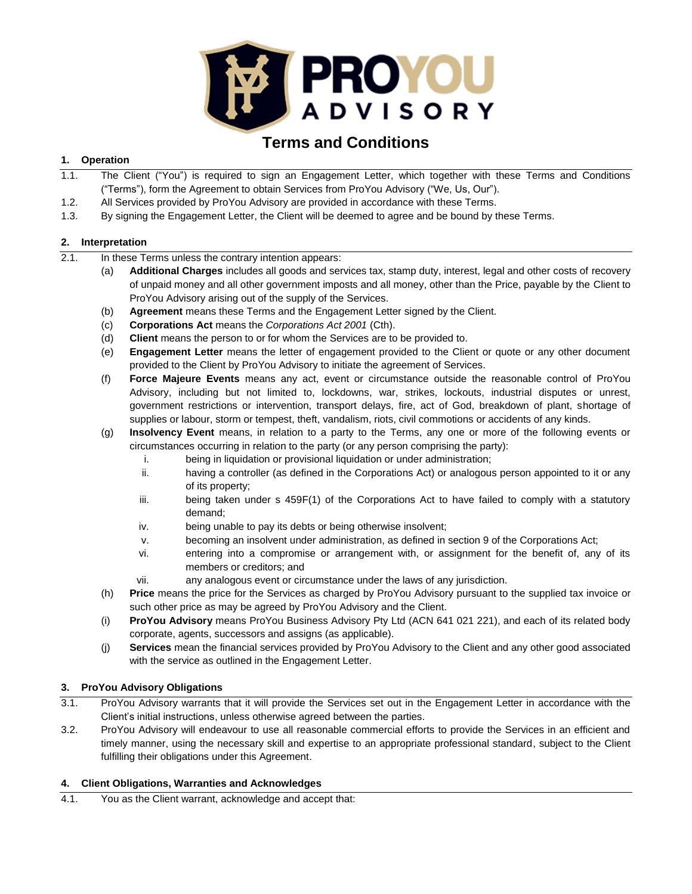# Terms and Conditions

## 1. Operation

1.1. The Client ("You") is required to sign an Engagement Letter, which together with these Terms and Conditions ("Terms"), form the Agreement to obtain Services from ProYou Advisory ("We, Us, Our").

1.2. All Services provided by ProYou Advisory are provided in accordance with these Terms.

1.3. By signing the Engagement Letter, the Client will be deemed to agree and be bound by these Terms.

## 2. Interpretation

2.1. In these Terms unless the contrary intention appears:

(a) **Additional Charges** includes all goods and services tax, stamp duty, interest, legal and other costs of recovery of unpaid money and all other government imposts and all money, other than the Price, payable by the Client to ProYou Advisory arising out of the supply of the Services.

(b) **Agreement** means these Terms and the Engagement Letter signed by the Client.

(c) **Corporations Act** means the *Corporations Act 2001* (Cth).

(d) **Client** means the person to or for whom the Services are to be provided to.

(e) **Engagement Letter** means the letter of engagement provided to the Client or quote or any other document provided to the Client by ProYou Advisory to initiate the agreement of Services.

(f) **Force Majeure Events** means any act, event or circumstance outside the reasonable control of ProYou Advisory, including but not limited to, lockdowns, war, strikes, lockouts, industrial disputes or unrest, government restrictions or intervention, transport delays, fire, act of God, breakdown of plant, shortage of supplies or labour, storm or tempest, theft, vandalism, riots, civil commotions or accidents of any kinds.

(g) **Insolvency Event** means, in relation to a party to the Terms, any one or more of the following events or circumstances occurring in relation to the party (or any person comprising the party):

i. being in liquidation or provisional liquidation or under administration;

ii. having a controller (as defined in the Corporations Act) or analogous person appointed to it or any of its property;

iii. being taken under s 459F(1) of the Corporations Act to have failed to comply with a statutory demand;

iv. being unable to pay its debts or being otherwise insolvent;

v. becoming an insolvent under administration, as defined in section 9 of the Corporations Act;

vi. entering into a compromise or arrangement with, or assignment for the benefit of, any of its members or creditors; and

vii. any analogous event or circumstance under the laws of any jurisdiction.

(h) **Price** means the price for the Services as charged by ProYou Advisory pursuant to the supplied tax invoice or such other price as may be agreed by ProYou Advisory and the Client.

(i) **ProYou Advisory** means ProYou Business Advisory Pty Ltd (ACN 641 021 221), and each of its related body corporate, agents, successors and assigns (as applicable).

(j) **Services** mean the financial services provided by ProYou Advisory to the Client and any other good associated with the service as outlined in the Engagement Letter.

## 3. ProYou Advisory Obligations

3.1. ProYou Advisory warrants that it will provide the Services set out in the Engagement Letter in accordance with the Client's initial instructions, unless otherwise agreed between the parties.

3.2. ProYou Advisory will endeavour to use all reasonable commercial efforts to provide the Services in an efficient and timely manner, using the necessary skill and expertise to an appropriate professional standard, subject to the Client fulfilling their obligations under this Agreement.

## 4. Client Obligations, Warranties and Acknowledges

4.1. You as the Client warrant, acknowledge and accept that: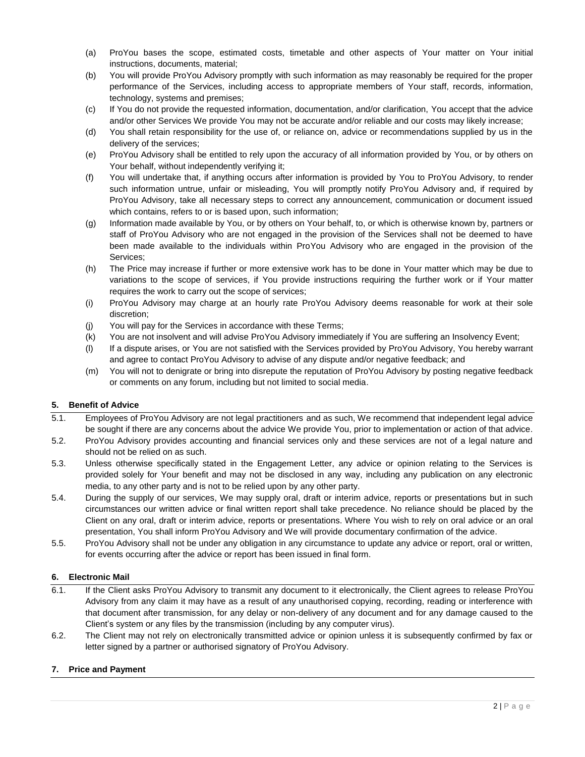(a) ProYou bases the scope, estimated costs, timetable and other aspects of Your matter on Your initial instructions, documents, material;

(b) You will provide ProYou Advisory promptly with such information as may reasonably be required for the proper performance of the Services, including access to appropriate members of Your staff, records, information, technology, systems and premises;

(c) If You do not provide the requested information, documentation, and/or clarification, You accept that the advice and/or other Services We provide You may not be accurate and/or reliable and our costs may likely increase;

(d) You shall retain responsibility for the use of, or reliance on, advice or recommendations supplied by us in the delivery of the services;

(e) ProYou Advisory shall be entitled to rely upon the accuracy of all information provided by You, or by others on Your behalf, without independently verifying it;

(f) You will undertake that, if anything occurs after information is provided by You to ProYou Advisory, to render such information untrue, unfair or misleading, You will promptly notify ProYou Advisory and, if required by ProYou Advisory, take all necessary steps to correct any announcement, communication or document issued which contains, refers to or is based upon, such information;

(g) Information made available by You, or by others on Your behalf, to, or which is otherwise known by, partners or staff of ProYou Advisory who are not engaged in the provision of the Services shall not be deemed to have been made available to the individuals within ProYou Advisory who are engaged in the provision of the Services;

(h) The Price may increase if further or more extensive work has to be done in Your matter which may be due to variations to the scope of services, if You provide instructions requiring the further work or if Your matter requires the work to carry out the scope of services;

(i) ProYou Advisory may charge at an hourly rate ProYou Advisory deems reasonable for work at their sole discretion;

(j) You will pay for the Services in accordance with these Terms;

(k) You are not insolvent and will advise ProYou Advisory immediately if You are suffering an Insolvency Event;

(l) If a dispute arises, or You are not satisfied with the Services provided by ProYou Advisory, You hereby warrant and agree to contact ProYou Advisory to advise of any dispute and/or negative feedback; and

(m) You will not to denigrate or bring into disrepute the reputation of ProYou Advisory by posting negative feedback or comments on any forum, including but not limited to social media.

## 5. Benefit of Advice

5.1. Employees of ProYou Advisory are not legal practitioners and as such, We recommend that independent legal advice be sought if there are any concerns about the advice We provide You, prior to implementation or action of that advice.

5.2. ProYou Advisory provides accounting and financial services only and these services are not of a legal nature and should not be relied on as such.

5.3. Unless otherwise specifically stated in the Engagement Letter, any advice or opinion relating to the Services is provided solely for Your benefit and may not be disclosed in any way, including any publication on any electronic media, to any other party and is not to be relied upon by any other party.

5.4. During the supply of our services, We may supply oral, draft or interim advice, reports or presentations but in such circumstances our written advice or final written report shall take precedence. No reliance should be placed by the Client on any oral, draft or interim advice, reports or presentations. Where You wish to rely on oral advice or an oral presentation, You shall inform ProYou Advisory and We will provide documentary confirmation of the advice.

5.5. ProYou Advisory shall not be under any obligation in any circumstance to update any advice or report, oral or written, for events occurring after the advice or report has been issued in final form.

## 6. Electronic Mail

6.1. If the Client asks ProYou Advisory to transmit any document to it electronically, the Client agrees to release ProYou Advisory from any claim it may have as a result of any unauthorised copying, recording, reading or interference with that document after transmission, for any delay or non-delivery of any document and for any damage caused to the Client's system or any files by the transmission (including by any computer virus).

6.2. The Client may not rely on electronically transmitted advice or opinion unless it is subsequently confirmed by fax or letter signed by a partner or authorised signatory of ProYou Advisory.

## 7. Price and Payment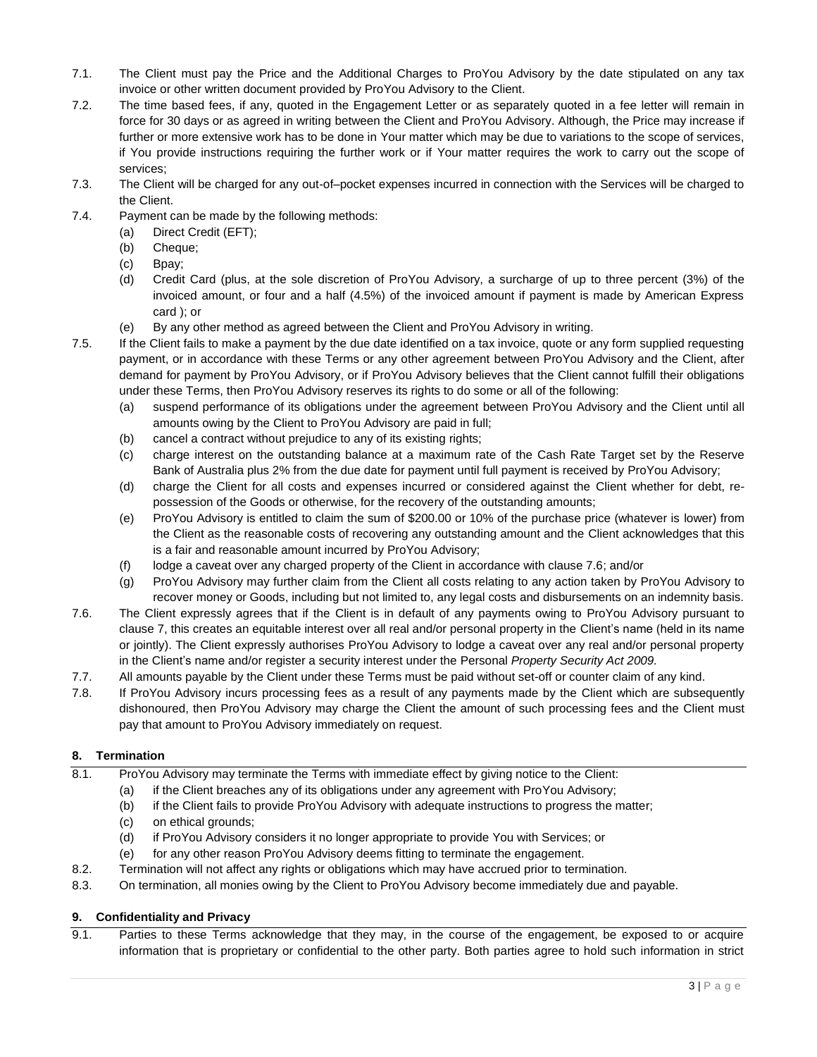7.1. The Client must pay the Price and the Additional Charges to ProYou Advisory by the date stipulated on any tax invoice or other written document provided by ProYou Advisory to the Client.

7.2. The time based fees, if any, quoted in the Engagement Letter or as separately quoted in a fee letter will remain in force for 30 days or as agreed in writing between the Client and ProYou Advisory. Although, the Price may increase if further or more extensive work has to be done in Your matter which may be due to variations to the scope of services, if You provide instructions requiring the further work or if Your matter requires the work to carry out the scope of services;

7.3. The Client will be charged for any out-of–pocket expenses incurred in connection with the Services will be charged to the Client.

7.4. Payment can be made by the following methods:

   (a) Direct Credit (EFT);

   (b) Cheque;

   (c) Bpay;

   (d) Credit Card (plus, at the sole discretion of ProYou Advisory, a surcharge of up to three percent (3%) of the invoiced amount, or four and a half (4.5%) of the invoiced amount if payment is made by American Express card ); or

   (e) By any other method as agreed between the Client and ProYou Advisory in writing.

7.5. If the Client fails to make a payment by the due date identified on a tax invoice, quote or any form supplied requesting payment, or in accordance with these Terms or any other agreement between ProYou Advisory and the Client, after demand for payment by ProYou Advisory, or if ProYou Advisory believes that the Client cannot fulfill their obligations under these Terms, then ProYou Advisory reserves its rights to do some or all of the following:

   (a) suspend performance of its obligations under the agreement between ProYou Advisory and the Client until all amounts owing by the Client to ProYou Advisory are paid in full;

   (b) cancel a contract without prejudice to any of its existing rights;

   (c) charge interest on the outstanding balance at a maximum rate of the Cash Rate Target set by the Reserve Bank of Australia plus 2% from the due date for payment until full payment is received by ProYou Advisory;

   (d) charge the Client for all costs and expenses incurred or considered against the Client whether for debt, re-possession of the Goods or otherwise, for the recovery of the outstanding amounts;

   (e) ProYou Advisory is entitled to claim the sum of $200.00 or 10% of the purchase price (whatever is lower) from the Client as the reasonable costs of recovering any outstanding amount and the Client acknowledges that this is a fair and reasonable amount incurred by ProYou Advisory;

   (f) lodge a caveat over any charged property of the Client in accordance with clause 7.6; and/or

   (g) ProYou Advisory may further claim from the Client all costs relating to any action taken by ProYou Advisory to recover money or Goods, including but not limited to, any legal costs and disbursements on an indemnity basis.

7.6. The Client expressly agrees that if the Client is in default of any payments owing to ProYou Advisory pursuant to clause 7, this creates an equitable interest over all real and/or personal property in the Client's name (held in its name or jointly). The Client expressly authorises ProYou Advisory to lodge a caveat over any real and/or personal property in the Client's name and/or register a security interest under the Personal *Property Security Act 2009.*

7.7. All amounts payable by the Client under these Terms must be paid without set-off or counter claim of any kind.

7.8. If ProYou Advisory incurs processing fees as a result of any payments made by the Client which are subsequently dishonoured, then ProYou Advisory may charge the Client the amount of such processing fees and the Client must pay that amount to ProYou Advisory immediately on request.

## 8. Termination

8.1. ProYou Advisory may terminate the Terms with immediate effect by giving notice to the Client:

   (a) if the Client breaches any of its obligations under any agreement with ProYou Advisory;

   (b) if the Client fails to provide ProYou Advisory with adequate instructions to progress the matter;

   (c) on ethical grounds;

   (d) if ProYou Advisory considers it no longer appropriate to provide You with Services; or

   (e) for any other reason ProYou Advisory deems fitting to terminate the engagement.

8.2. Termination will not affect any rights or obligations which may have accrued prior to termination.

8.3. On termination, all monies owing by the Client to ProYou Advisory become immediately due and payable.

## 9. Confidentiality and Privacy

9.1. Parties to these Terms acknowledge that they may, in the course of the engagement, be exposed to or acquire information that is proprietary or confidential to the other party. Both parties agree to hold such information in strict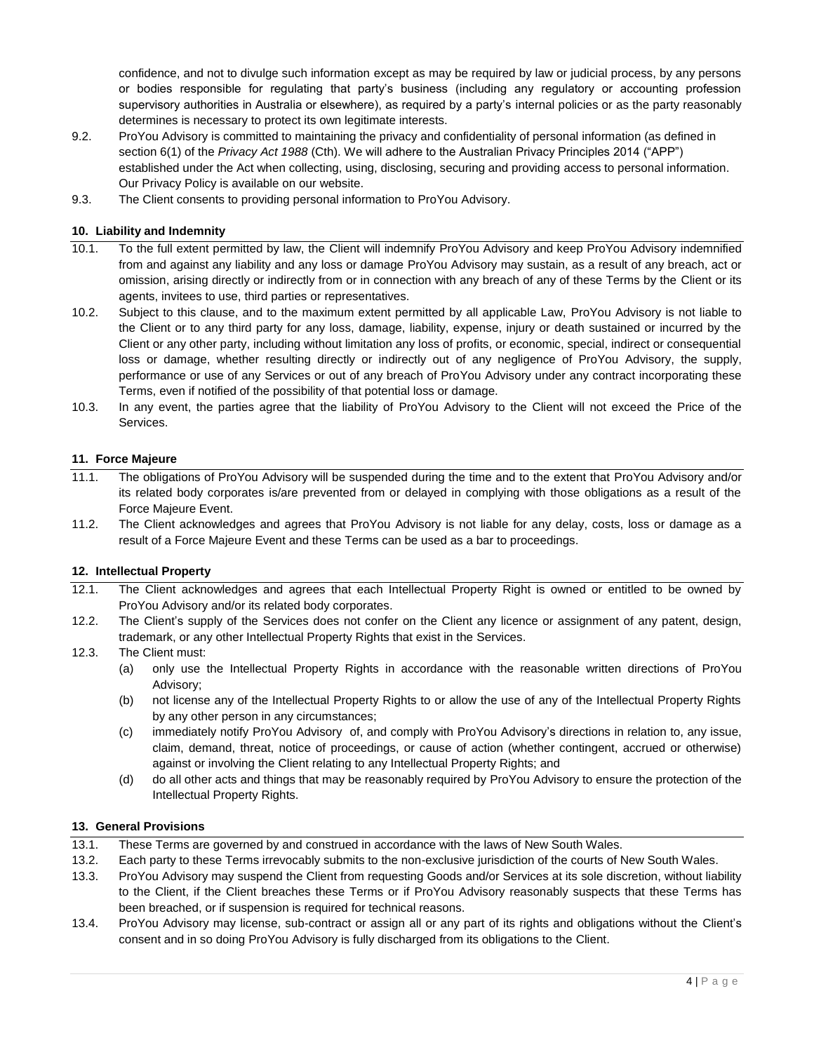confidence, and not to divulge such information except as may be required by law or judicial process, by any persons or bodies responsible for regulating that party's business (including any regulatory or accounting profession supervisory authorities in Australia or elsewhere), as required by a party's internal policies or as the party reasonably determines is necessary to protect its own legitimate interests.

9.2. ProYou Advisory is committed to maintaining the privacy and confidentiality of personal information (as defined in section 6(1) of the *Privacy Act 1988* (Cth). We will adhere to the Australian Privacy Principles 2014 ("APP") established under the Act when collecting, using, disclosing, securing and providing access to personal information. Our Privacy Policy is available on our website.

9.3. The Client consents to providing personal information to ProYou Advisory.

## 10. Liability and Indemnity

10.1. To the full extent permitted by law, the Client will indemnify ProYou Advisory and keep ProYou Advisory indemnified from and against any liability and any loss or damage ProYou Advisory may sustain, as a result of any breach, act or omission, arising directly or indirectly from or in connection with any breach of any of these Terms by the Client or its agents, invitees to use, third parties or representatives.

10.2. Subject to this clause, and to the maximum extent permitted by all applicable Law, ProYou Advisory is not liable to the Client or to any third party for any loss, damage, liability, expense, injury or death sustained or incurred by the Client or any other party, including without limitation any loss of profits, or economic, special, indirect or consequential loss or damage, whether resulting directly or indirectly out of any negligence of ProYou Advisory, the supply, performance or use of any Services or out of any breach of ProYou Advisory under any contract incorporating these Terms, even if notified of the possibility of that potential loss or damage.

10.3. In any event, the parties agree that the liability of ProYou Advisory to the Client will not exceed the Price of the Services.

## 11. Force Majeure

11.1. The obligations of ProYou Advisory will be suspended during the time and to the extent that ProYou Advisory and/or its related body corporates is/are prevented from or delayed in complying with those obligations as a result of the Force Majeure Event.

11.2. The Client acknowledges and agrees that ProYou Advisory is not liable for any delay, costs, loss or damage as a result of a Force Majeure Event and these Terms can be used as a bar to proceedings.

## 12. Intellectual Property

12.1. The Client acknowledges and agrees that each Intellectual Property Right is owned or entitled to be owned by ProYou Advisory and/or its related body corporates.

12.2. The Client's supply of the Services does not confer on the Client any licence or assignment of any patent, design, trademark, or any other Intellectual Property Rights that exist in the Services.

12.3. The Client must:

(a) only use the Intellectual Property Rights in accordance with the reasonable written directions of ProYou Advisory;

(b) not license any of the Intellectual Property Rights to or allow the use of any of the Intellectual Property Rights by any other person in any circumstances;

(c) immediately notify ProYou Advisory of, and comply with ProYou Advisory's directions in relation to, any issue, claim, demand, threat, notice of proceedings, or cause of action (whether contingent, accrued or otherwise) against or involving the Client relating to any Intellectual Property Rights; and

(d) do all other acts and things that may be reasonably required by ProYou Advisory to ensure the protection of the Intellectual Property Rights.

## 13. General Provisions

13.1. These Terms are governed by and construed in accordance with the laws of New South Wales.

13.2. Each party to these Terms irrevocably submits to the non-exclusive jurisdiction of the courts of New South Wales.

13.3. ProYou Advisory may suspend the Client from requesting Goods and/or Services at its sole discretion, without liability to the Client, if the Client breaches these Terms or if ProYou Advisory reasonably suspects that these Terms has been breached, or if suspension is required for technical reasons.

13.4. ProYou Advisory may license, sub-contract or assign all or any part of its rights and obligations without the Client's consent and in so doing ProYou Advisory is fully discharged from its obligations to the Client.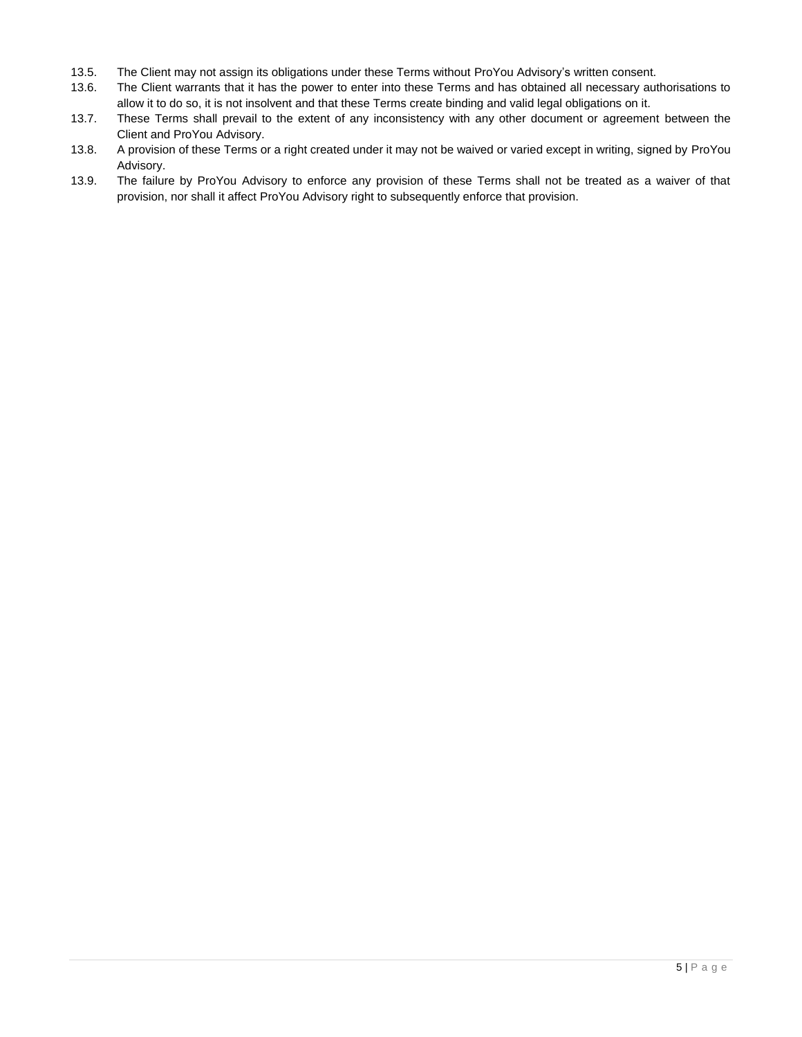13.5. The Client may not assign its obligations under these Terms without ProYou Advisory's written consent.

13.6. The Client warrants that it has the power to enter into these Terms and has obtained all necessary authorisations to allow it to do so, it is not insolvent and that these Terms create binding and valid legal obligations on it.

13.7. These Terms shall prevail to the extent of any inconsistency with any other document or agreement between the Client and ProYou Advisory.

13.8. A provision of these Terms or a right created under it may not be waived or varied except in writing, signed by ProYou Advisory.

13.9. The failure by ProYou Advisory to enforce any provision of these Terms shall not be treated as a waiver of that provision, nor shall it affect ProYou Advisory right to subsequently enforce that provision.